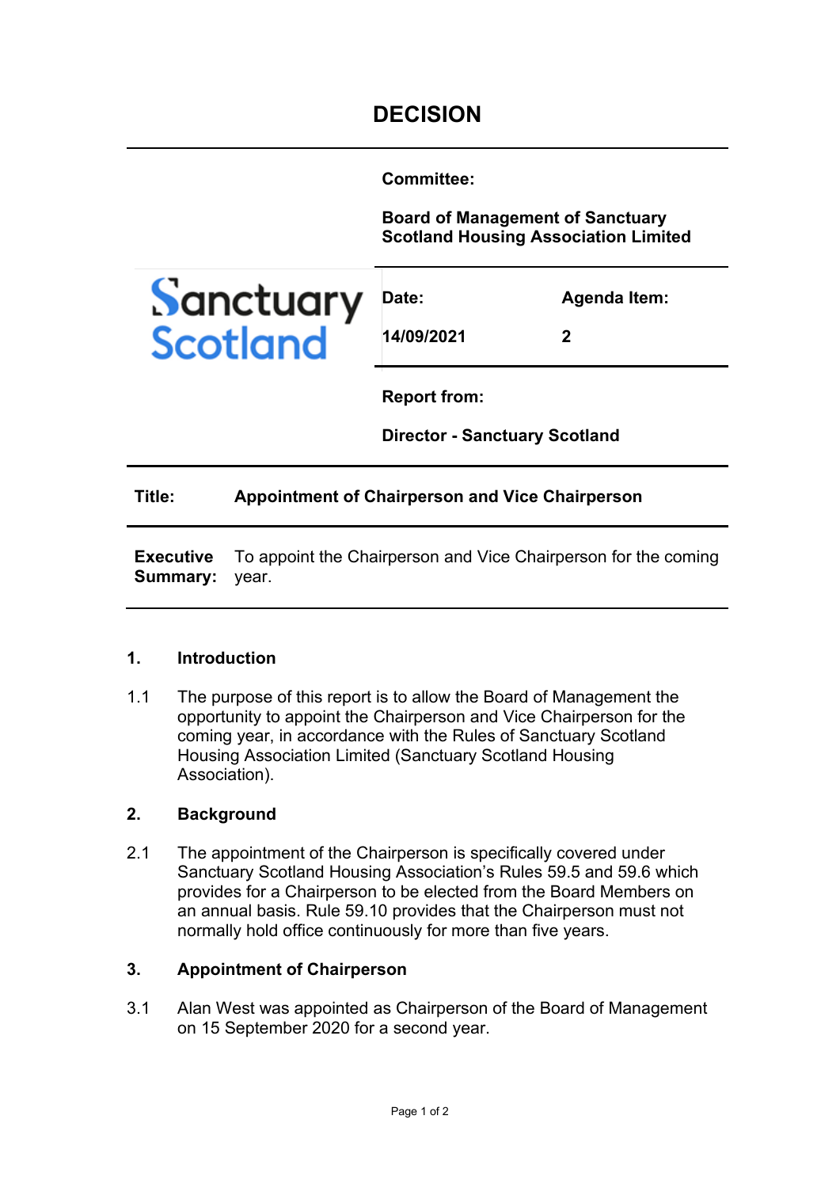# DECISION

**Committee:**

**Board of Management of Sanctuary Scotland Housing Association Limited**

Sanctuary Scotland

| **Date:** | **Agenda Item:** |
| --- | --- |
| **14/09/2021** | **2** |

**Report from:**

**Director - Sanctuary Scotland**

**Title:** **Appointment of Chairperson and Vice Chairperson**

**Executive Summary:** To appoint the Chairperson and Vice Chairperson for the coming year.

## 1. Introduction

1.1 The purpose of this report is to allow the Board of Management the opportunity to appoint the Chairperson and Vice Chairperson for the coming year, in accordance with the Rules of Sanctuary Scotland Housing Association Limited (Sanctuary Scotland Housing Association).

## 2. Background

2.1 The appointment of the Chairperson is specifically covered under Sanctuary Scotland Housing Association's Rules 59.5 and 59.6 which provides for a Chairperson to be elected from the Board Members on an annual basis. Rule 59.10 provides that the Chairperson must not normally hold office continuously for more than five years.

## 3. Appointment of Chairperson

3.1 Alan West was appointed as Chairperson of the Board of Management on 15 September 2020 for a second year.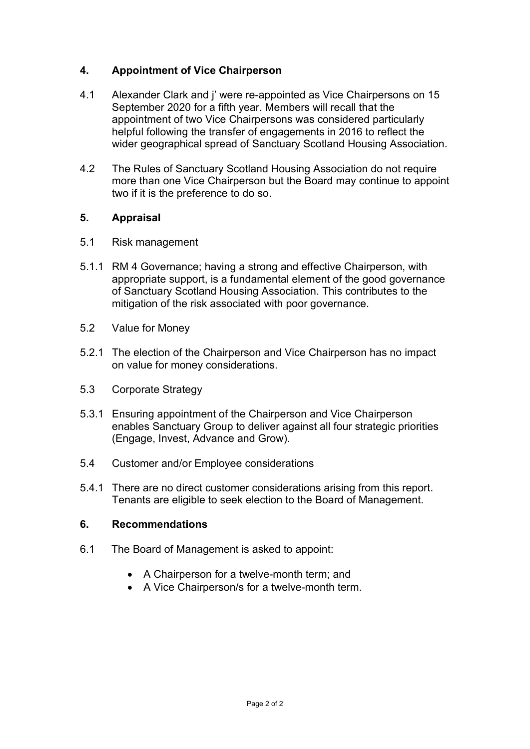## 4. Appointment of Vice Chairperson

4.1 Alexander Clark and j' were re-appointed as Vice Chairpersons on 15 September 2020 for a fifth year. Members will recall that the appointment of two Vice Chairpersons was considered particularly helpful following the transfer of engagements in 2016 to reflect the wider geographical spread of Sanctuary Scotland Housing Association.

4.2 The Rules of Sanctuary Scotland Housing Association do not require more than one Vice Chairperson but the Board may continue to appoint two if it is the preference to do so.

## 5. Appraisal

5.1 Risk management

5.1.1 RM 4 Governance; having a strong and effective Chairperson, with appropriate support, is a fundamental element of the good governance of Sanctuary Scotland Housing Association. This contributes to the mitigation of the risk associated with poor governance.

5.2 Value for Money

5.2.1 The election of the Chairperson and Vice Chairperson has no impact on value for money considerations.

5.3 Corporate Strategy

5.3.1 Ensuring appointment of the Chairperson and Vice Chairperson enables Sanctuary Group to deliver against all four strategic priorities (Engage, Invest, Advance and Grow).

5.4 Customer and/or Employee considerations

5.4.1 There are no direct customer considerations arising from this report. Tenants are eligible to seek election to the Board of Management.

## 6. Recommendations

6.1 The Board of Management is asked to appoint:

- A Chairperson for a twelve-month term; and
- A Vice Chairperson/s for a twelve-month term.